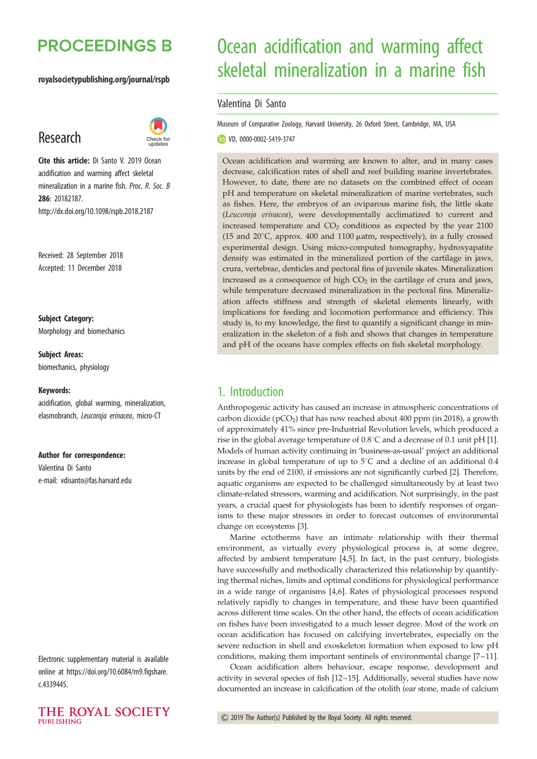# Ocean acidification and warming affect skeletal mineralization in a marine fish

Valentina Di Santo

Museum of Comparative Zoology, Harvard University, 26 Oxford Street, Cambridge, MA, USA

VD, 0000-0002-5419-3747

Research

**Cite this article:** Di Santo V. 2019 Ocean acidification and warming affect skeletal mineralization in a marine fish. *Proc. R. Soc. B* **286**: 20182187. http://dx.doi.org/10.1098/rspb.2018.2187

Received: 28 September 2018

Accepted: 11 December 2018

**Subject Category:**

Morphology and biomechanics

**Subject Areas:**

biomechanics, physiology

**Keywords:**

acidification, global warming, mineralization, elasmobranch, *Leucoraja erinacea*, micro-CT

**Author for correspondence:**

Valentina Di Santo

e-mail: vdisanto@fas.harvard.edu

Electronic supplementary material is available online at https://doi.org/10.6084/m9.figshare.c.4339445.

Ocean acidification and warming are known to alter, and in many cases decrease, calcification rates of shell and reef building marine invertebrates. However, to date, there are no datasets on the combined effect of ocean pH and temperature on skeletal mineralization of marine vertebrates, such as fishes. Here, the embryos of an oviparous marine fish, the little skate (*Leucoraja erinacea*), were developmentally acclimatized to current and increased temperature and $CO_2$ conditions as expected by the year 2100 (15 and 20°C, approx. 400 and 1100 μatm, respectively), in a fully crossed experimental design. Using micro-computed tomography, hydroxyapatite density was estimated in the mineralized portion of the cartilage in jaws, crura, vertebrae, denticles and pectoral fins of juvenile skates. Mineralization increased as a consequence of high $CO_2$ in the cartilage of crura and jaws, while temperature decreased mineralization in the pectoral fins. Mineralization affects stiffness and strength of skeletal elements linearly, with implications for feeding and locomotion performance and efficiency. This study is, to my knowledge, the first to quantify a significant change in mineralization in the skeleton of a fish and shows that changes in temperature and pH of the oceans have complex effects on fish skeletal morphology.

## 1. Introduction

Anthropogenic activity has caused an increase in atmospheric concentrations of carbon dioxide ($pCO_2$) that has now reached about 400 ppm (in 2018), a growth of approximately 41% since pre-Industrial Revolution levels, which produced a rise in the global average temperature of 0.8°C and a decrease of 0.1 unit pH [1]. Models of human activity continuing in 'business-as-usual' project an additional increase in global temperature of up to 5°C and a decline of an additional 0.4 units by the end of 2100, if emissions are not significantly curbed [2]. Therefore, aquatic organisms are expected to be challenged simultaneously by at least two climate-related stressors, warming and acidification. Not surprisingly, in the past years, a crucial quest for physiologists has been to identify responses of organisms to these major stressors in order to forecast outcomes of environmental change on ecosystems [3].

Marine ectotherms have an intimate relationship with their thermal environment, as virtually every physiological process is, at some degree, affected by ambient temperature [4,5]. In fact, in the past century, biologists have successfully and methodically characterized this relationship by quantifying thermal niches, limits and optimal conditions for physiological performance in a wide range of organisms [4,6]. Rates of physiological processes respond relatively rapidly to changes in temperature, and these have been quantified across different time scales. On the other hand, the effects of ocean acidification on fishes have been investigated to a much lesser degree. Most of the work on ocean acidification has focused on calcifying invertebrates, especially on the severe reduction in shell and exoskeleton formation when exposed to low pH conditions, making them important sentinels of environmental change [7–11].

Ocean acidification alters behaviour, escape response, development and activity in several species of fish [12–15]. Additionally, several studies have now documented an increase in calcification of the otolith (ear stone, made of calcium

© 2019 The Author(s) Published by the Royal Society. All rights reserved.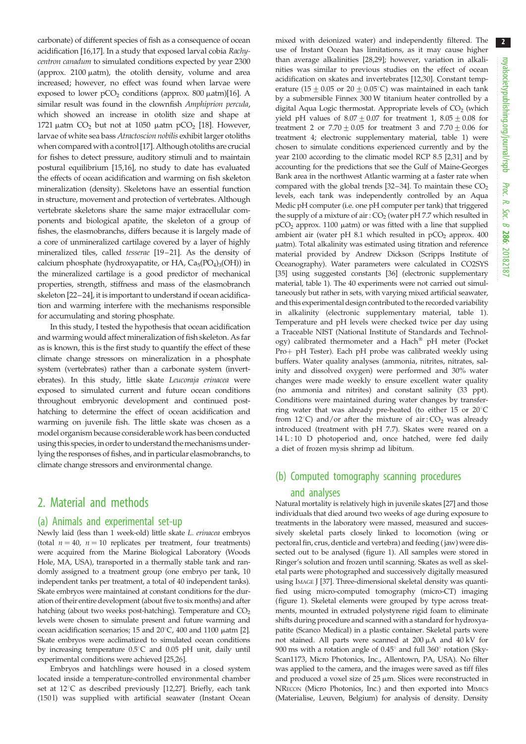carbonate) of different species of fish as a consequence of ocean acidification [16,17]. In a study that exposed larval cobia *Rachycentron canadum* to simulated conditions expected by year 2300 (approx. 2100 µatm), the otolith density, volume and area increased; however, no effect was found when larvae were exposed to lower $pCO_2$ conditions (approx. 800 µatm)[16]. A similar result was found in the clownfish *Amphiprion percula*, which showed an increase in otolith size and shape at 1721 µatm $CO_2$ but not at 1050 µatm $pCO_2$ [18]. However, larvae of white sea bass *Atractoscion nobilis* exhibit larger otoliths when compared with a control [17]. Although otoliths are crucial for fishes to detect pressure, auditory stimuli and to maintain postural equilibrium [15,16], no study to date has evaluated the effects of ocean acidification and warming on fish skeleton mineralization (density). Skeletons have an essential function in structure, movement and protection of vertebrates. Although vertebrate skeletons share the same major extracellular components and biological apatite, the skeleton of a group of fishes, the elasmobranchs, differs because it is largely made of a core of unmineralized cartilage covered by a layer of highly mineralized tiles, called *tesserae* [19–21]. As the density of calcium phosphate (hydroxyapatite, or HA, $Ca_5(PO_4)_3(OH)$) in the mineralized cartilage is a good predictor of mechanical properties, strength, stiffness and mass of the elasmobranch skeleton [22–24], it is important to understand if ocean acidification and warming interfere with the mechanisms responsible for accumulating and storing phosphate.

In this study, I tested the hypothesis that ocean acidification and warming would affect mineralization of fish skeleton. As far as is known, this is the first study to quantify the effect of these climate change stressors on mineralization in a phosphate system (vertebrates) rather than a carbonate system (invertebrates). In this study, little skate *Leucoraja erinacea* were exposed to simulated current and future ocean conditions throughout embryonic development and continued post-hatching to determine the effect of ocean acidification and warming on juvenile fish. The little skate was chosen as a model organism because considerable work has been conducted using this species, in order to understand the mechanisms underlying the responses of fishes, and in particular elasmobranchs, to climate change stressors and environmental change.

## 2. Material and methods

### (a) Animals and experimental set-up

Newly laid (less than 1 week-old) little skate *L. erinacea* embryos (total $n = 40$, $n = 10$ replicates per treatment, four treatments) were acquired from the Marine Biological Laboratory (Woods Hole, MA, USA), transported in a thermally stable tank and randomly assigned to a treatment group (one embryo per tank, 10 independent tanks per treatment, a total of 40 independent tanks). Skate embryos were maintained at constant conditions for the duration of their entire development (about five to six months) and after hatching (about two weeks post-hatching). Temperature and $CO_2$ levels were chosen to simulate present and future warming and ocean acidification scenarios; 15 and 20°C, 400 and 1100 µatm [2]. Skate embryos were acclimatized to simulated ocean conditions by increasing temperature 0.5°C and 0.05 pH unit, daily until experimental conditions were achieved [25,26].

Embryos and hatchlings were housed in a closed system located inside a temperature-controlled environmental chamber set at 12°C as described previously [12,27]. Briefly, each tank (150 l) was supplied with artificial seawater (Instant Ocean mixed with deionized water) and independently filtered. The use of Instant Ocean has limitations, as it may cause higher than average alkalinities [28,29]; however, variation in alkalinities was similar to previous studies on the effect of ocean acidification on skates and invertebrates [12,30]. Constant temperature (15 ± 0.05 or 20 ± 0.05°C) was maintained in each tank by a submersible Finnex 300 W titanium heater controlled by a digital Aqua Logic thermostat. Appropriate levels of $CO_2$ (which yield pH values of 8.07 ± 0.07 for treatment 1, 8.05 ± 0.08 for treatment 2 or 7.70 ± 0.05 for treatment 3 and 7.70 ± 0.06 for treatment 4; electronic supplementary material, table 1) were chosen to simulate conditions experienced currently and by the year 2100 according to the climatic model RCP 8.5 [2,31] and by accounting for the predictions that see the Gulf of Maine-Georges Bank area in the northwest Atlantic warming at a faster rate when compared with the global trends [32–34]. To maintain these $CO_2$ levels, each tank was independently controlled by an Aqua Medic pH computer (i.e. one pH computer per tank) that triggered the supply of a mixture of air : $CO_2$ (water pH 7.7 which resulted in $pCO_2$ approx. 1100 µatm) or was fitted with a line that supplied ambient air (water pH 8.1 which resulted in $pCO_2$ approx. 400 µatm). Total alkalinity was estimated using titration and reference material provided by Andrew Dickson (Scripps Institute of Oceanography). Water parameters were calculated in CO2SYS [35] using suggested constants [36] (electronic supplementary material, table 1). The 40 experiments were not carried out simultaneously but rather in sets, with varying mixed artificial seawater, and this experimental design contributed to the recorded variability in alkalinity (electronic supplementary material, table 1). Temperature and pH levels were checked twice per day using a Traceable NIST (National Institute of Standards and Technology) calibrated thermometer and a Hach® pH meter (Pocket Pro+ pH Tester). Each pH probe was calibrated weekly using buffers. Water quality analyses (ammonia, nitrites, nitrates, salinity and dissolved oxygen) were performed and 30% water changes were made weekly to ensure excellent water quality (no ammonia and nitrites) and constant salinity (33 ppt). Conditions were maintained during water changes by transferring water that was already pre-heated (to either 15 or 20°C from 12°C) and/or after the mixture of air : $CO_2$ was already introduced (treatment with pH 7.7). Skates were reared on a 14 L : 10 D photoperiod and, once hatched, were fed daily a diet of frozen mysis shrimp ad libitum.

### (b) Computed tomography scanning procedures and analyses

Natural mortality is relatively high in juvenile skates [27] and those individuals that died around two weeks of age during exposure to treatments in the laboratory were massed, measured and successively skeletal parts closely linked to locomotion (wing or pectoral fin, crus, denticle and vertebra) and feeding (jaw) were dissected out to be analysed (figure 1). All samples were stored in Ringer's solution and frozen until scanning. Skates as well as skeletal parts were photographed and successively digitally measured using ImageJ [37]. Three-dimensional skeletal density was quantified using micro-computed tomography (micro-CT) imaging (figure 1). Skeletal elements were grouped by type across treatments, mounted in extruded polystyrene rigid foam to eliminate shifts during procedure and scanned with a standard for hydroxyapatite (Scanco Medical) in a plastic container. Skeletal parts were not stained. All parts were scanned at 200 µA and 40 kV for 900 ms with a rotation angle of 0.45° and full 360° rotation (SkyScan1173, Micro Photonics, Inc., Allentown, PA, USA). No filter was applied to the camera, and the images were saved as tiff files and produced a voxel size of 25 µm. Slices were reconstructed in NRecon (Micro Photonics, Inc.) and then exported into Mimics (Materialise, Leuven, Belgium) for analysis of density. Density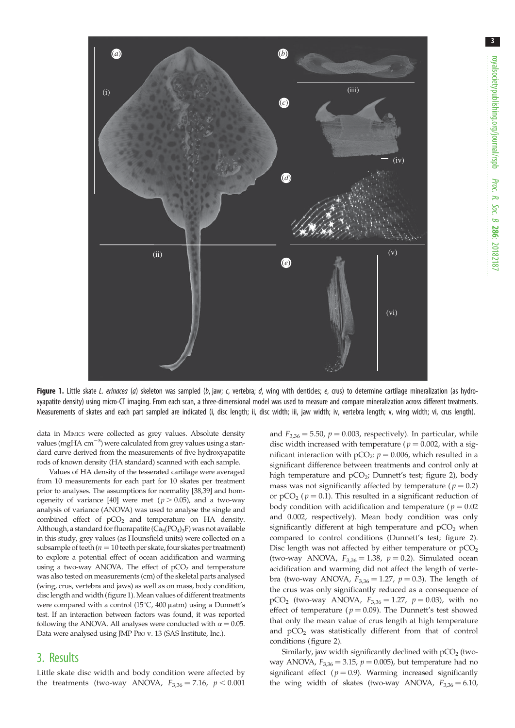Figure 1. Little skate *L. erinacea* (*a*) skeleton was sampled (*b*, jaw; *c*, vertebra; *d*, wing with denticles; *e*, crus) to determine cartilage mineralization (as hydroxyapatite density) using micro-CT imaging. From each scan, a three-dimensional model was used to measure and compare mineralization across different treatments. Measurements of skates and each part sampled are indicated (i, disc length; ii, disc width; iii, jaw width; iv, vertebra length; v, wing width; vi, crus length).

data in MIMICS were collected as grey values. Absolute density values (mgHA $cm^{-3}$) were calculated from grey values using a standard curve derived from the measurements of five hydroxyapatite rods of known density (HA standard) scanned with each sample.

Values of HA density of the tesserated cartilage were averaged from 10 measurements for each part for 10 skates per treatment prior to analyses. The assumptions for normality [38,39] and homogeneity of variance [40] were met ($p > 0.05$), and a two-way analysis of variance (ANOVA) was used to analyse the single and combined effect of $pCO_2$ and temperature on HA density. Although, a standard for fluorapatite ($Ca_5(PO_4)_3F$) was not available in this study, grey values (as Hounsfield units) were collected on a subsample of teeth ($n = 10$ teeth per skate, four skates per treatment) to explore a potential effect of ocean acidification and warming using a two-way ANOVA. The effect of $pCO_2$ and temperature was also tested on measurements (cm) of the skeletal parts analysed (wing, crus, vertebra and jaws) as well as on mass, body condition, disc length and width (figure 1). Mean values of different treatments were compared with a control (15°C, 400 µatm) using a Dunnett's test. If an interaction between factors was found, it was reported following the ANOVA. All analyses were conducted with $\alpha = 0.05$. Data were analysed using JMP PRO v. 13 (SAS Institute, Inc.).

## 3. Results

Little skate disc width and body condition were affected by the treatments (two-way ANOVA, $F_{3,36} = 7.16$, $p < 0.001$ and $F_{3,36} = 5.50$, $p = 0.003$, respectively). In particular, while disc width increased with temperature ($p = 0.002$, with a significant interaction with $pCO_2$: $p = 0.006$, which resulted in a significant difference between treatments and control only at high temperature and $pCO_2$; Dunnett's test; figure 2), body mass was not significantly affected by temperature ($p = 0.2$) or $pCO_2$ ($p = 0.1$). This resulted in a significant reduction of body condition with acidification and temperature ($p = 0.02$ and 0.002, respectively). Mean body condition was only significantly different at high temperature and $pCO_2$ when compared to control conditions (Dunnett's test; figure 2). Disc length was not affected by either temperature or $pCO_2$ (two-way ANOVA, $F_{3,36} = 1.38$, $p = 0.2$). Simulated ocean acidification and warming did not affect the length of vertebra (two-way ANOVA, $F_{3,36} = 1.27$, $p = 0.3$). The length of the crus was only significantly reduced as a consequence of $pCO_2$ (two-way ANOVA, $F_{3,36} = 1.27$, $p = 0.03$), with no effect of temperature ($p = 0.09$). The Dunnett's test showed that only the mean value of crus length at high temperature and $pCO_2$ was statistically different from that of control conditions (figure 2).

Similarly, jaw width significantly declined with $pCO_2$ (two-way ANOVA, $F_{3,36} = 3.15$, $p = 0.005$), but temperature had no significant effect ($p = 0.9$). Warming increased significantly the wing width of skates (two-way ANOVA, $F_{3,36} = 6.10$,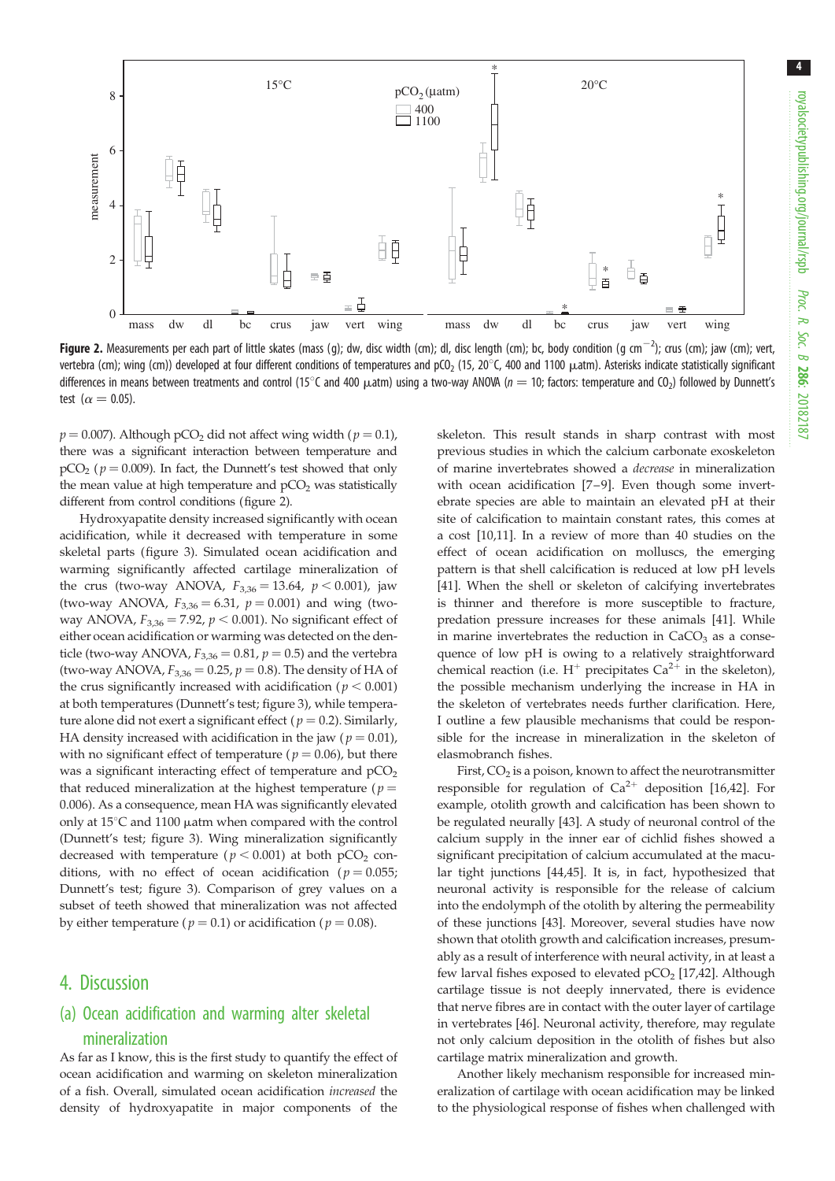**Figure 2.** Measurements per each part of little skates (mass (g); dw, disc width (cm); dl, disc length (cm); bc, body condition (g cm$^{-2}$); crus (cm); jaw (cm); vert, vertebra (cm); wing (cm)) developed at four different conditions of temperatures and $pCO_2$ (15, 20°C, 400 and 1100 µatm). Asterisks indicate statistically significant differences in means between treatments and control (15°C and 400 µatm) using a two-way ANOVA ($n = 10$; factors: temperature and $CO_2$) followed by Dunnett's test ($\alpha = 0.05$).

$p = 0.007$). Although $pCO_2$ did not affect wing width ($p = 0.1$), there was a significant interaction between temperature and $pCO_2$ ($p = 0.009$). In fact, the Dunnett's test showed that only the mean value at high temperature and $pCO_2$ was statistically different from control conditions (figure 2).

Hydroxyapatite density increased significantly with ocean acidification, while it decreased with temperature in some skeletal parts (figure 3). Simulated ocean acidification and warming significantly affected cartilage mineralization of the crus (two-way ANOVA, $F_{3,36} = 13.64$, $p < 0.001$), jaw (two-way ANOVA, $F_{3,36} = 6.31$, $p = 0.001$) and wing (two-way ANOVA, $F_{3,36} = 7.92$, $p < 0.001$). No significant effect of either ocean acidification or warming was detected on the denticle (two-way ANOVA, $F_{3,36} = 0.81$, $p = 0.5$) and the vertebra (two-way ANOVA, $F_{3,36} = 0.25$, $p = 0.8$). The density of HA of the crus significantly increased with acidification ($p < 0.001$) at both temperatures (Dunnett's test; figure 3), while temperature alone did not exert a significant effect ($p = 0.2$). Similary, HA density increased with acidification in the jaw ($p = 0.01$), with no significant effect of temperature ($p = 0.06$), but there was a significant interacting effect of temperature and $pCO_2$ that reduced mineralization at the highest temperature ($p = 0.006$). As a consequence, mean HA was significantly elevated only at 15°C and 1100 µatm when compared with the control (Dunnett's test; figure 3). Wing mineralization significantly decreased with temperature ($p < 0.001$) at both $pCO_2$ conditions, with no effect of ocean acidification ($p = 0.055$; Dunnett's test; figure 3). Comparison of grey values on a subset of teeth showed that mineralization was not affected by either temperature ($p = 0.1$) or acidification ($p = 0.08$).

## 4. Discussion

### (a) Ocean acidification and warming alter skeletal mineralization

As far as I know, this is the first study to quantify the effect of ocean acidification and warming on skeleton mineralization of a fish. Overall, simulated ocean acidification *increased* the density of hydroxyapatite in major components of the skeleton. This result stands in sharp contrast with most previous studies in which the calcium carbonate exoskeleton of marine invertebrates showed a *decrease* in mineralization with ocean acidification [7–9]. Even though some invertebrate species are able to maintain an elevated pH at their site of calcification to maintain constant rates, this comes at a cost [10,11]. In a review of more than 40 studies on the effect of ocean acidification on molluscs, the emerging pattern is that shell calcification is reduced at low pH levels [41]. When the shell or skeleton of calcifying invertebrates is thinner and therefore is more susceptible to fracture, predation pressure increases for these animals [41]. While in marine invertebrates the reduction in $CaCO_3$ as a consequence of low pH is owing to a relatively straightforward chemical reaction (i.e. $H^+$ precipitates $Ca^{2+}$ in the skeleton), the possible mechanism underlying the increase in HA in the skeleton of vertebrates needs further clarification. Here, I outline a few plausible mechanisms that could be responsible for the increase in mineralization in the skeleton of elasmobranch fishes.

First, $CO_2$ is a poison, known to affect the neurotransmitter responsible for regulation of $Ca^{2+}$ deposition [16,42]. For example, otolith growth and calcification has been shown to be regulated neurally [43]. A study of neuronal control of the calcium supply in the inner ear of cichlid fishes showed a significant precipitation of calcium accumulated at the macular tight junctions [44,45]. It is, in fact, hypothesized that neuronal activity is responsible for the release of calcium into the endolymph of the otolith by altering the permeability of these junctions [43]. Moreover, several studies have now shown that otolith growth and calcification increases, presumably as a result of interference with neural activity, in at least a few larval fishes exposed to elevated $pCO_2$ [17,42]. Although cartilage tissue is not deeply innervated, there is evidence that nerve fibres are in contact with the outer layer of cartilage in vertebrates [46]. Neuronal activity, therefore, may regulate not only calcium deposition in the otolith of fishes but also cartilage matrix mineralization and growth.

Another likely mechanism responsible for increased mineralization of cartilage with ocean acidification may be linked to the physiological response of fishes when challenged with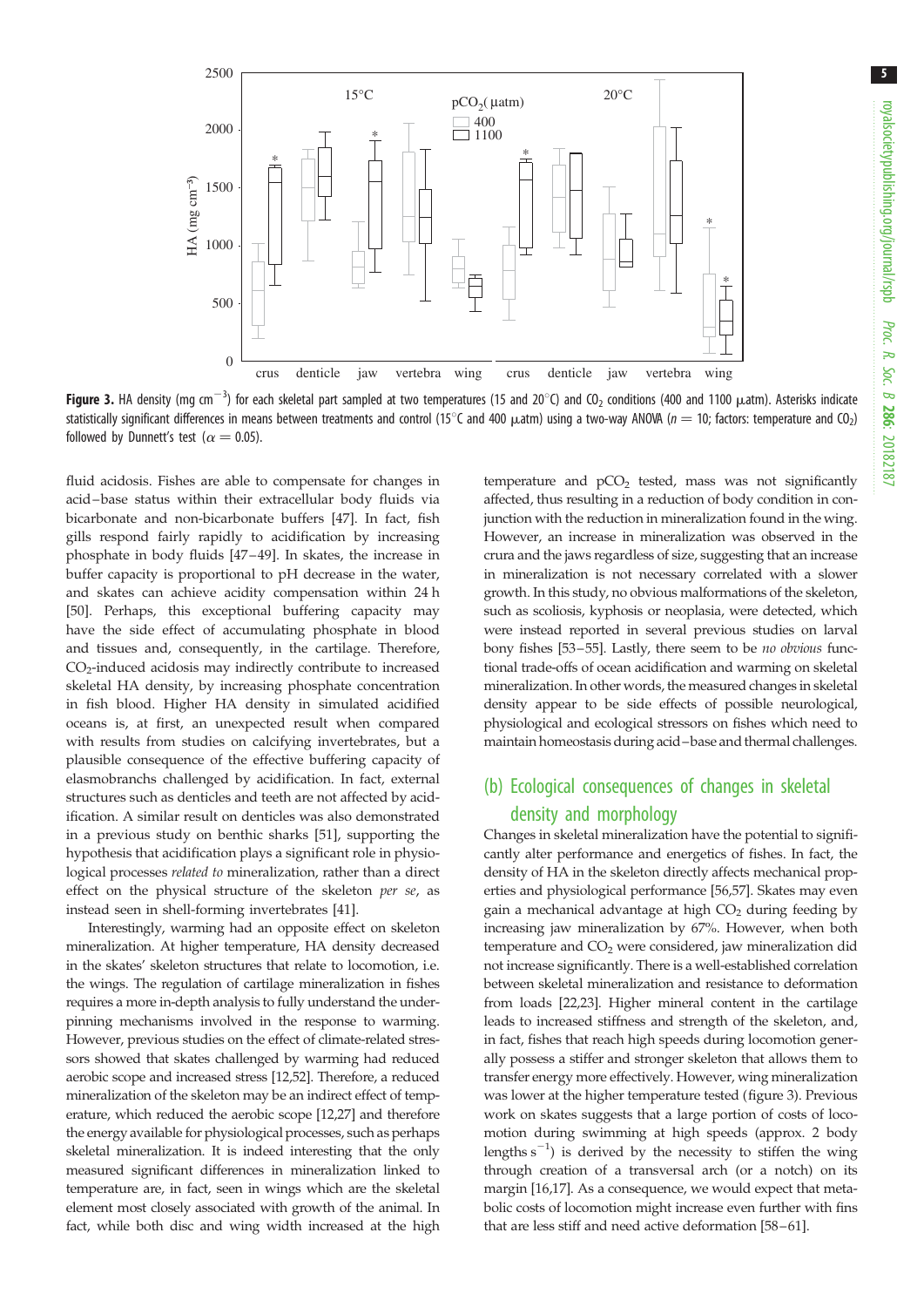**Figure 3.** HA density (mg cm$^{-3}$) for each skeletal part sampled at two temperatures (15 and 20°C) and $CO_2$ conditions (400 and 1100 μatm). Asterisks indicate statistically significant differences in means between treatments and control (15°C and 400 μatm) using a two-way ANOVA ($n = 10$; factors: temperature and $CO_2$) followed by Dunnett's test ($\alpha = 0.05$).

fluid acidosis. Fishes are able to compensate for changes in acid–base status within their extracellular body fluids via bicarbonate and non-bicarbonate buffers [47]. In fact, fish gills respond fairly rapidly to acidification by increasing phosphate in body fluids [47–49]. In skates, the increase in buffer capacity is proportional to pH decrease in the water, and skates can achieve acidity compensation within 24 h [50]. Perhaps, this exceptional buffering capacity may have the side effect of accumulating phosphate in blood and tissues and, consequently, in the cartilage. Therefore, $CO_2$-induced acidosis may indirectly contribute to increased skeletal HA density, by increasing phosphate concentration in fish blood. Higher HA density in simulated acidified oceans is, at first, an unexpected result when compared with results from studies on calcifying invertebrates, but a plausible consequence of the effective buffering capacity of elasmobranchs challenged by acidification. In fact, external structures such as denticles and teeth are not affected by acidification. A similar result on denticles was also demonstrated in a previous study on benthic sharks [51], supporting the hypothesis that acidification plays a significant role in physiological processes *related to* mineralization, rather than a direct effect on the physical structure of the skeleton *per se*, as instead seen in shell-forming invertebrates [41].

Interestingly, warming had an opposite effect on skeleton mineralization. At higher temperature, HA density decreased in the skates' skeleton structures that relate to locomotion, i.e. the wings. The regulation of cartilage mineralization in fishes requires a more in-depth analysis to fully understand the underpinning mechanisms involved in the response to warming. However, previous studies on the effect of climate-related stressors showed that skates challenged by warming had reduced aerobic scope and increased stress [12,52]. Therefore, a reduced mineralization of the skeleton may be an indirect effect of temperature, which reduced the aerobic scope [12,27] and therefore the energy available for physiological processes, such as perhaps skeletal mineralization. It is indeed interesting that the only measured significant differences in mineralization linked to temperature are, in fact, seen in wings which are the skeletal element most closely associated with growth of the animal. In fact, while both disc and wing width increased at the high temperature and $pCO_2$ tested, mass was not significantly affected, thus resulting in a reduction of body condition in conjunction with the reduction in mineralization found in the wing. However, an increase in mineralization was observed in the crura and the jaws regardless of size, suggesting that an increase in mineralization is not necessary correlated with a slower growth. In this study, no obvious malformations of the skeleton, such as scoliosis, kyphosis or neoplasia, were detected, which were instead reported in several previous studies on larval bony fishes [53–55]. Lastly, there seem to be *no obvious* functional trade-offs of ocean acidification and warming on skeletal mineralization. In other words, the measured changes in skeletal density appear to be side effects of possible neurological, physiological and ecological stressors on fishes which need to maintain homeostasis during acid–base and thermal challenges.

## (b) Ecological consequences of changes in skeletal density and morphology

Changes in skeletal mineralization have the potential to significantly alter performance and energetics of fishes. In fact, the density of HA in the skeleton directly affects mechanical properties and physiological performance [56,57]. Skates may even gain a mechanical advantage at high $CO_2$ during feeding by increasing jaw mineralization by 67%. However, when both temperature and $CO_2$ were considered, jaw mineralization did not increase significantly. There is a well-established correlation between skeletal mineralization and resistance to deformation from loads [22,23]. Higher mineral content in the cartilage leads to increased stiffness and strength of the skeleton, and, in fact, fishes that reach high speeds during locomotion generally possess a stiffer and stronger skeleton that allows them to transfer energy more effectively. However, wing mineralization was lower at the higher temperature tested (figure 3). Previous work on skates suggests that a large portion of costs of locomotion during swimming at high speeds (approx. 2 body lengths s$^{-1}$) is derived by the necessity to stiffen the wing through creation of a transversal arch (or a notch) on its margin [16,17]. As a consequence, we would expect that metabolic costs of locomotion might increase even further with fins that are less stiff and need active deformation [58–61].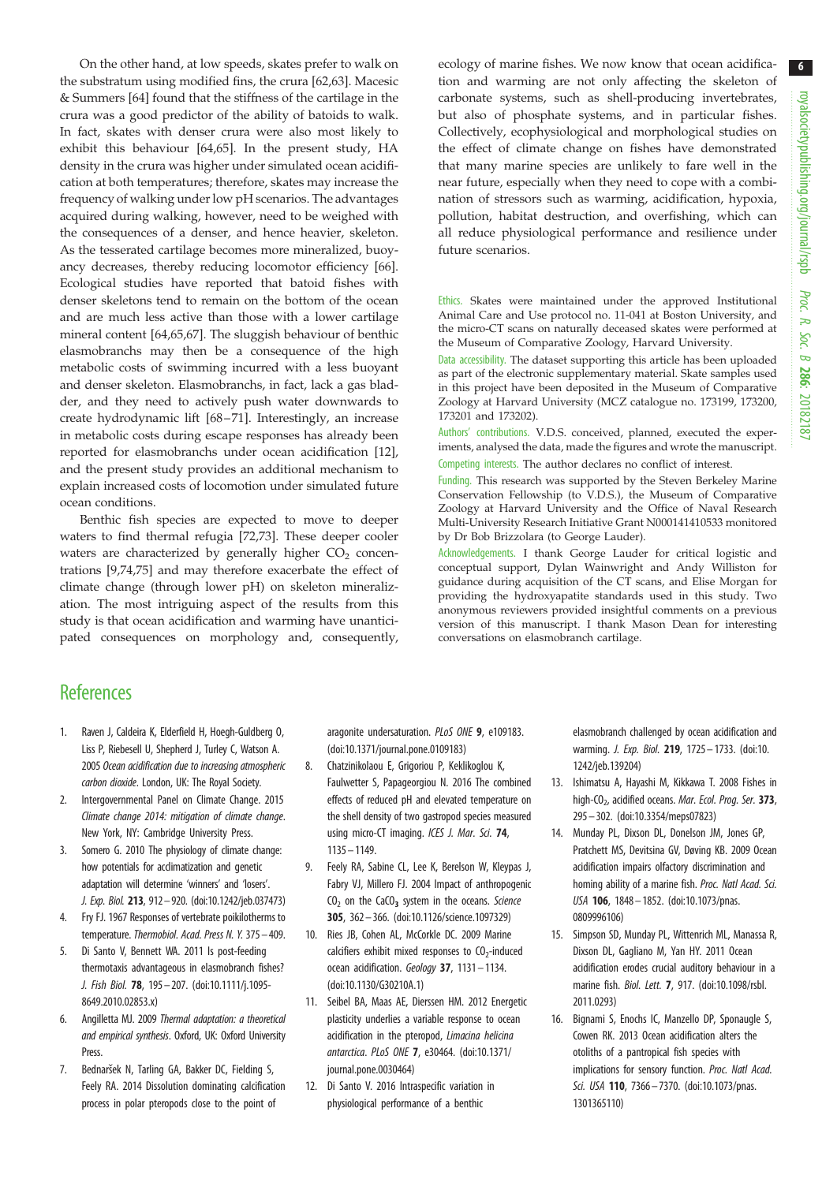On the other hand, at low speeds, skates prefer to walk on the substratum using modified fins, the crura [62,63]. Macesic & Summers [64] found that the stiffness of the cartilage in the crura was a good predictor of the ability of batoids to walk. In fact, skates with denser crura were also most likely to exhibit this behaviour [64,65]. In the present study, HA density in the crura was higher under simulated ocean acidification at both temperatures; therefore, skates may increase the frequency of walking under low pH scenarios. The advantages acquired during walking, however, need to be weighed with the consequences of a denser, and hence heavier, skeleton. As the tesserated cartilage becomes more mineralized, buoyancy decreases, thereby reducing locomotor efficiency [66]. Ecological studies have reported that batoid fishes with denser skeletons tend to remain on the bottom of the ocean and are much less active than those with a lower cartilage mineral content [64,65,67]. The sluggish behaviour of benthic elasmobranchs may then be a consequence of the high metabolic costs of swimming incurred with a less buoyant and denser skeleton. Elasmobranchs, in fact, lack a gas bladder, and they need to actively push water downwards to create hydrodynamic lift [68–71]. Interestingly, an increase in metabolic costs during escape responses has already been reported for elasmobranchs under ocean acidification [12], and the present study provides an additional mechanism to explain increased costs of locomotion under simulated future ocean conditions.

Benthic fish species are expected to move to deeper waters to find thermal refugia [72,73]. These deeper cooler waters are characterized by generally higher $CO_2$ concentrations [9,74,75] and may therefore exacerbate the effect of climate change (through lower pH) on skeleton mineralization. The most intriguing aspect of the results from this study is that ocean acidification and warming have unanticipated consequences on morphology and, consequently, ecology of marine fishes. We now know that ocean acidification and warming are not only affecting the skeleton of carbonate systems, such as shell-producing invertebrates, but also of phosphate systems, and in particular fishes. Collectively, ecophysiological and morphological studies on the effect of climate change on fishes have demonstrated that many marine species are unlikely to fare well in the near future, especially when they need to cope with a combination of stressors such as warming, acidification, hypoxia, pollution, habitat destruction, and overfishing, which can all reduce physiological performance and resilience under future scenarios.

Ethics. Skates were maintained under the approved Institutional Animal Care and Use protocol no. 11-041 at Boston University, and the micro-CT scans on naturally deceased skates were performed at the Museum of Comparative Zoology, Harvard University.

Data accessibility. The dataset supporting this article has been uploaded as part of the electronic supplementary material. Skate samples used in this project have been deposited in the Museum of Comparative Zoology at Harvard University (MCZ catalogue no. 173199, 173200, 173201 and 173202).

Authors' contributions. V.D.S. conceived, planned, executed the experiments, analysed the data, made the figures and wrote the manuscript.

Competing interests. The author declares no conflict of interest.

Funding. This research was supported by the Steven Berkeley Marine Conservation Fellowship (to V.D.S.), the Museum of Comparative Zoology at Harvard University and the Office of Naval Research Multi-University Research Initiative Grant N000141410533 monitored by Dr Bob Brizzolara (to George Lauder).

Acknowledgements. I thank George Lauder for critical logistic and conceptual support, Dylan Wainwright and Andy Williston for guidance during acquisition of the CT scans, and Elise Morgan for providing the hydroxyapatite standards used in this study. Two anonymous reviewers provided insightful comments on a previous version of this manuscript. I thank Mason Dean for interesting conversations on elasmobranch cartilage.

## References

1. Raven J, Caldeira K, Elderfield H, Hoegh-Guldberg O, Liss P, Riebesell U, Shepherd J, Turley C, Watson A. 2005 *Ocean acidification due to increasing atmospheric carbon dioxide*. London, UK: The Royal Society.
2. Intergovernmental Panel on Climate Change. 2015 *Climate change 2014: mitigation of climate change*. New York, NY: Cambridge University Press.
3. Somero G. 2010 The physiology of climate change: how potentials for acclimatization and genetic adaptation will determine 'winners' and 'losers'. *J. Exp. Biol.* **213**, 912–920. (doi:10.1242/jeb.037473)
4. Fry FJ. 1967 Responses of vertebrate poikilotherms to temperature. *Thermobiol. Acad. Press N. Y.* 375–409.
5. Di Santo V, Bennett WA. 2011 Is post-feeding thermotaxis advantageous in elasmobranch fishes? *J. Fish Biol.* **78**, 195–207. (doi:10.1111/j.1095-8649.2010.02853.x)
6. Angilletta MJ. 2009 *Thermal adaptation: a theoretical and empirical synthesis*. Oxford, UK: Oxford University Press.
7. Bednaršek N, Tarling GA, Bakker DC, Fielding S, Feely RA. 2014 Dissolution dominating calcification process in polar pteropods close to the point of aragonite undersaturation. *PLoS ONE* **9**, e109183. (doi:10.1371/journal.pone.0109183)
8. Chatzinikolaou E, Grigoriou P, Keklikoglou K, Faulwetter S, Papageorgiou N. 2016 The combined effects of reduced pH and elevated temperature on the shell density of two gastropod species measured using micro-CT imaging. *ICES J. Mar. Sci.* **74**, 1135–1149.
9. Feely RA, Sabine CL, Lee K, Berelson W, Kleypas J, Fabry VJ, Millero FJ. 2004 Impact of anthropogenic $CO_2$ on the $CaCO_3$ system in the oceans. *Science* **305**, 362–366. (doi:10.1126/science.1097329)
10. Ries JB, Cohen AL, McCorkle DC. 2009 Marine calcifiers exhibit mixed responses to $CO_2$-induced ocean acidification. *Geology* **37**, 1131–1134. (doi:10.1130/G30210A.1)
11. Seibel BA, Maas AE, Dierssen HM. 2012 Energetic plasticity underlies a variable response to ocean acidification in the pteropod, *Limacina helicina antarctica*. *PLoS ONE* **7**, e30464. (doi:10.1371/journal.pone.0030464)
12. Di Santo V. 2016 Intraspecific variation in physiological performance of a benthic elasmobranch challenged by ocean acidification and warming. *J. Exp. Biol.* **219**, 1725–1733. (doi:10.1242/jeb.139204)
13. Ishimatsu A, Hayashi M, Kikkawa T. 2008 Fishes in high-$CO_2$, acidified oceans. *Mar. Ecol. Prog. Ser.* **373**, 295–302. (doi:10.3354/meps07823)
14. Munday PL, Dixson DL, Donelson JM, Jones GP, Pratchett MS, Devitsina GV, Døving KB. 2009 Ocean acidification impairs olfactory discrimination and homing ability of a marine fish. *Proc. Natl Acad. Sci. USA* **106**, 1848–1852. (doi:10.1073/pnas.0809996106)
15. Simpson SD, Munday PL, Wittenrich ML, Manassa R, Dixson DL, Gagliano M, Yan HY. 2011 Ocean acidification erodes crucial auditory behaviour in a marine fish. *Biol. Lett.* **7**, 917. (doi:10.1098/rsbl.2011.0293)
16. Bignami S, Enochs IC, Manzello DP, Sponaugle S, Cowen RK. 2013 Ocean acidification alters the otoliths of a pantropical fish species with implications for sensory function. *Proc. Natl Acad. Sci. USA* **110**, 7366–7370. (doi:10.1073/pnas.1301365110)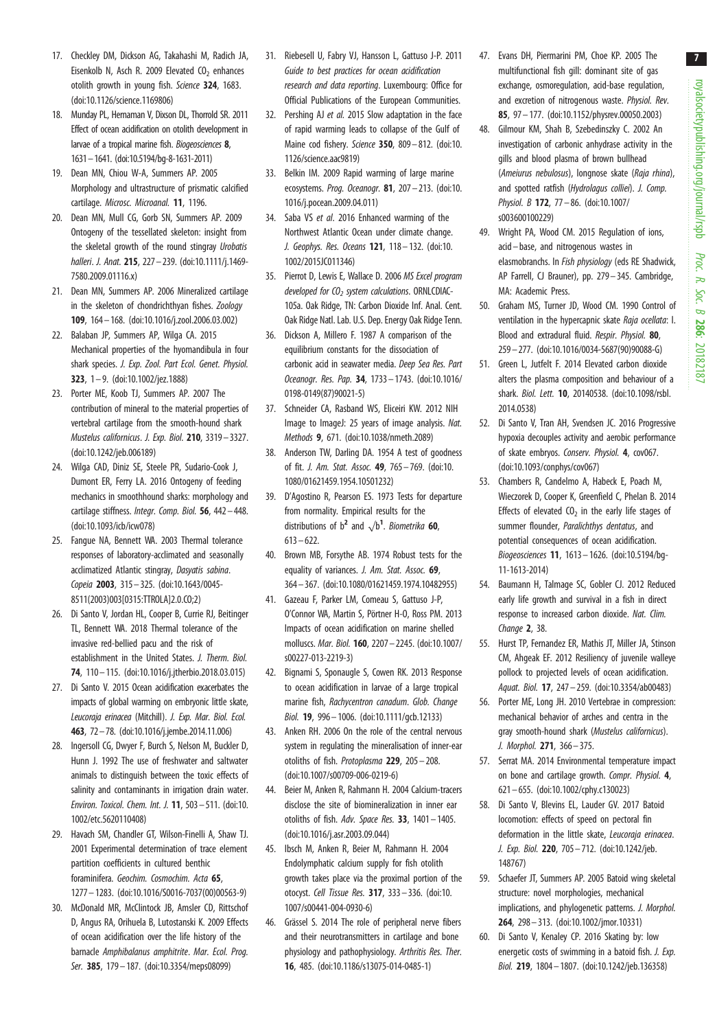17. Checkley DM, Dickson AG, Takahashi M, Radich JA, Eisenkolb N, Asch R. 2009 Elevated $CO_2$ enhances otolith growth in young fish. *Science* **324**, 1683. (doi:10.1126/science.1169806)
18. Munday PL, Hernaman V, Dixson DL, Thorrold SR. 2011 Effect of ocean acidification on otolith development in larvae of a tropical marine fish. *Biogeosciences* **8**, 1631–1641. (doi:10.5194/bg-8-1631-2011)
19. Dean MN, Chiou W-A, Summers AP. 2005 Morphology and ultrastructure of prismatic calcified cartilage. *Microsc. Microanal.* **11**, 1196.
20. Dean MN, Mull CG, Gorb SN, Summers AP. 2009 Ontogeny of the tessellated skeleton: insight from the skeletal growth of the round stingray *Urobatis halleri*. *J. Anat.* **215**, 227–239. (doi:10.1111/j.1469-7580.2009.01116.x)
21. Dean MN, Summers AP. 2006 Mineralized cartilage in the skeleton of chondrichthyan fishes. *Zoology* **109**, 164–168. (doi:10.1016/j.zool.2006.03.002)
22. Balaban JP, Summers AP, Wilga CA. 2015 Mechanical properties of the hyomandibula in four shark species. *J. Exp. Zool. Part Ecol. Genet. Physiol.* **323**, 1–9. (doi:10.1002/jez.1888)
23. Porter ME, Koob TJ, Summers AP. 2007 The contribution of mineral to the material properties of vertebral cartilage from the smooth-hound shark *Mustelus californicus*. *J. Exp. Biol.* **210**, 3319–3327. (doi:10.1242/jeb.006189)
24. Wilga CAD, Diniz SE, Steele PR, Sudario-Cook J, Dumont ER, Ferry LA. 2016 Ontogeny of feeding mechanics in smoothhound sharks: morphology and cartilage stiffness. *Integr. Comp. Biol.* **56**, 442–448. (doi:10.1093/icb/icw078)
25. Fangue NA, Bennett WA. 2003 Thermal tolerance responses of laboratory-acclimated and seasonally acclimatized Atlantic stingray, *Dasyatis sabina*. *Copeia* **2003**, 315–325. (doi:10.1643/0045-8511(2003)003[0315:TTROLA]2.0.CO;2)
26. Di Santo V, Jordan HL, Cooper B, Currie RJ, Beitinger TL, Bennett WA. 2018 Thermal tolerance of the invasive red-bellied pacu and the risk of establishment in the United States. *J. Therm. Biol.* **74**, 110–115. (doi:10.1016/j.jtherbio.2018.03.015)
27. Di Santo V. 2015 Ocean acidification exacerbates the impacts of global warming on embryonic little skate, *Leucoraja erinacea* (Mitchill). *J. Exp. Mar. Biol. Ecol.* **463**, 72–78. (doi:10.1016/j.jembe.2014.11.006)
28. Ingersoll CG, Dwyer F, Burch S, Nelson M, Buckler D, Hunn J. 1992 The use of freshwater and saltwater animals to distinguish between the toxic effects of salinity and contaminants in irrigation drain water. *Environ. Toxicol. Chem. Int. J.* **11**, 503–511. (doi:10.1002/etc.5620110408)
29. Havach SM, Chandler GT, Wilson-Finelli A, Shaw TJ. 2001 Experimental determination of trace element partition coefficients in cultured benthic foraminifera. *Geochim. Cosmochim. Acta* **65**, 1277–1283. (doi:10.1016/S0016-7037(00)00563-9)
30. McDonald MR, McClintock JB, Amsler CD, Rittschof D, Angus RA, Orihuela B, Lutostanski K. 2009 Effects of ocean acidification over the life history of the barnacle *Amphibalanus amphitrite*. *Mar. Ecol. Prog. Ser.* **385**, 179–187. (doi:10.3354/meps08099)
31. Riebesell U, Fabry VJ, Hansson L, Gattuso J-P. 2011 *Guide to best practices for ocean acidification research and data reporting*. Luxembourg: Office for Official Publications of the European Communities.
32. Pershing AJ *et al.* 2015 Slow adaptation in the face of rapid warming leads to collapse of the Gulf of Maine cod fishery. *Science* **350**, 809–812. (doi:10.1126/science.aac9819)
33. Belkin IM. 2009 Rapid warming of large marine ecosystems. *Prog. Oceanogr.* **81**, 207–213. (doi:10.1016/j.pocean.2009.04.011)
34. Saba VS *et al*. 2016 Enhanced warming of the Northwest Atlantic Ocean under climate change. *J. Geophys. Res. Oceans* **121**, 118–132. (doi:10.1002/2015JC011346)
35. Pierrot D, Lewis E, Wallace D. 2006 *MS Excel program developed for $CO_2$ system calculations*. ORNLCDIAC-105a. Oak Ridge, TN: Carbon Dioxide Inf. Anal. Cent. Oak Ridge Natl. Lab. U.S. Dep. Energy Oak Ridge Tenn.
36. Dickson A, Millero F. 1987 A comparison of the equilibrium constants for the dissociation of carbonic acid in seawater media. *Deep Sea Res. Part Oceanogr. Res. Pap.* **34**, 1733–1743. (doi:10.1016/0198-0149(87)90021-5)
37. Schneider CA, Rasband WS, Eliceiri KW. 2012 NIH Image to ImageJ: 25 years of image analysis. *Nat. Methods* **9**, 671. (doi:10.1038/nmeth.2089)
38. Anderson TW, Darling DA. 1954 A test of goodness of fit. *J. Am. Stat. Assoc.* **49**, 765–769. (doi:10.1080/01621459.1954.10501232)
39. D'Agostino R, Pearson ES. 1973 Tests for departure from normality. Empirical results for the distributions of $b^2$ and $\sqrt{b^1}$. *Biometrika* **60**, 613–622.
40. Brown MB, Forsythe AB. 1974 Robust tests for the equality of variances. *J. Am. Stat. Assoc.* **69**, 364–367. (doi:10.1080/01621459.1974.10482955)
41. Gazeau F, Parker LM, Comeau S, Gattuso J-P, O'Connor WA, Martin S, Pörtner H-O, Ross PM. 2013 Impacts of ocean acidification on marine shelled molluscs. *Mar. Biol.* **160**, 2207–2245. (doi:10.1007/s00227-013-2219-3)
42. Bignami S, Sponaugle S, Cowen RK. 2013 Response to ocean acidification in larvae of a large tropical marine fish, *Rachycentron canadum*. *Glob. Change Biol.* **19**, 996–1006. (doi:10.1111/gcb.12133)
43. Anken RH. 2006 On the role of the central nervous system in regulating the mineralisation of inner-ear otoliths of fish. *Protoplasma* **229**, 205–208. (doi:10.1007/s00709-006-0219-6)
44. Beier M, Anken R, Rahmann H. 2004 Calcium-tracers disclose the site of biomineralization in inner ear otoliths of fish. *Adv. Space Res.* **33**, 1401–1405. (doi:10.1016/j.asr.2003.09.044)
45. Ibsch M, Anken R, Beier M, Rahmann H. 2004 Endolymphatic calcium supply for fish otolith growth takes place via the proximal portion of the otocyst. *Cell Tissue Res.* **317**, 333–336. (doi:10.1007/s00441-004-0930-6)
46. Grässel S. 2014 The role of peripheral nerve fibers and their neurotransmitters in cartilage and bone physiology and pathophysiology. *Arthritis Res. Ther.* **16**, 485. (doi:10.1186/s13075-014-0485-1)
47. Evans DH, Piermarini PM, Choe KP. 2005 The multifunctional fish gill: dominant site of gas exchange, osmoregulation, acid-base regulation, and excretion of nitrogenous waste. *Physiol. Rev.* **85**, 97–177. (doi:10.1152/physrev.00050.2003)
48. Gilmour KM, Shah B, Szebedinszky C. 2002 An investigation of carbonic anhydrase activity in the gills and blood plasma of brown bullhead (*Ameiurus nebulosus*), longnose skate (*Raja rhina*), and spotted ratfish (*Hydrolagus colliei*). *J. Comp. Physiol. B* **172**, 77–86. (doi:10.1007/s003600100229)
49. Wright PA, Wood CM. 2015 Regulation of ions, acid–base, and nitrogenous wastes in elasmobranchs. In *Fish physiology* (eds RE Shadwick, AP Farrell, CJ Brauner), pp. 279–345. Cambridge, MA: Academic Press.
50. Graham MS, Turner JD, Wood CM. 1990 Control of ventilation in the hypercapnic skate *Raja ocellata*: I. Blood and extradural fluid. *Respir. Physiol.* **80**, 259–277. (doi:10.1016/0034-5687(90)90088-G)
51. Green L, Jutfelt F. 2014 Elevated carbon dioxide alters the plasma composition and behaviour of a shark. *Biol. Lett.* **10**, 20140538. (doi:10.1098/rsbl.2014.0538)
52. Di Santo V, Tran AH, Svendsen JC. 2016 Progressive hypoxia decouples activity and aerobic performance of skate embryos. *Conserv. Physiol.* **4**, cov067. (doi:10.1093/conphys/cov067)
53. Chambers R, Candelmo A, Habeck E, Poach M, Wieczorek D, Cooper K, Greenfield C, Phelan B. 2014 Effects of elevated $CO_2$ in the early life stages of summer flounder, *Paralichthys dentatus*, and potential consequences of ocean acidification. *Biogeosciences* **11**, 1613–1626. (doi:10.5194/bg-11-1613-2014)
54. Baumann H, Talmage SC, Gobler CJ. 2012 Reduced early life growth and survival in a fish in direct response to increased carbon dioxide. *Nat. Clim. Change* **2**, 38.
55. Hurst TP, Fernandez ER, Mathis JT, Miller JA, Stinson CM, Ahgeak EF. 2012 Resiliency of juvenile walleye pollock to projected levels of ocean acidification. *Aquat. Biol.* **17**, 247–259. (doi:10.3354/ab00483)
56. Porter ME, Long JH. 2010 Vertebrae in compression: mechanical behavior of arches and centra in the gray smooth-hound shark (*Mustelus californicus*). *J. Morphol.* **271**, 366–375.
57. Serrat MA. 2014 Environmental temperature impact on bone and cartilage growth. *Compr. Physiol.* **4**, 621–655. (doi:10.1002/cphy.c130023)
58. Di Santo V, Blevins EL, Lauder GV. 2017 Batoid locomotion: effects of speed on pectoral fin deformation in the little skate, *Leucoraja erinacea*. *J. Exp. Biol.* **220**, 705–712. (doi:10.1242/jeb.148767)
59. Schaefer JT, Summers AP. 2005 Batoid wing skeletal structure: novel morphologies, mechanical implications, and phylogenetic patterns. *J. Morphol.* **264**, 298–313. (doi:10.1002/jmor.10331)
60. Di Santo V, Kenaley CP. 2016 Skating by: low energetic costs of swimming in a batoid fish. *J. Exp. Biol.* **219**, 1804–1807. (doi:10.1242/jeb.136358)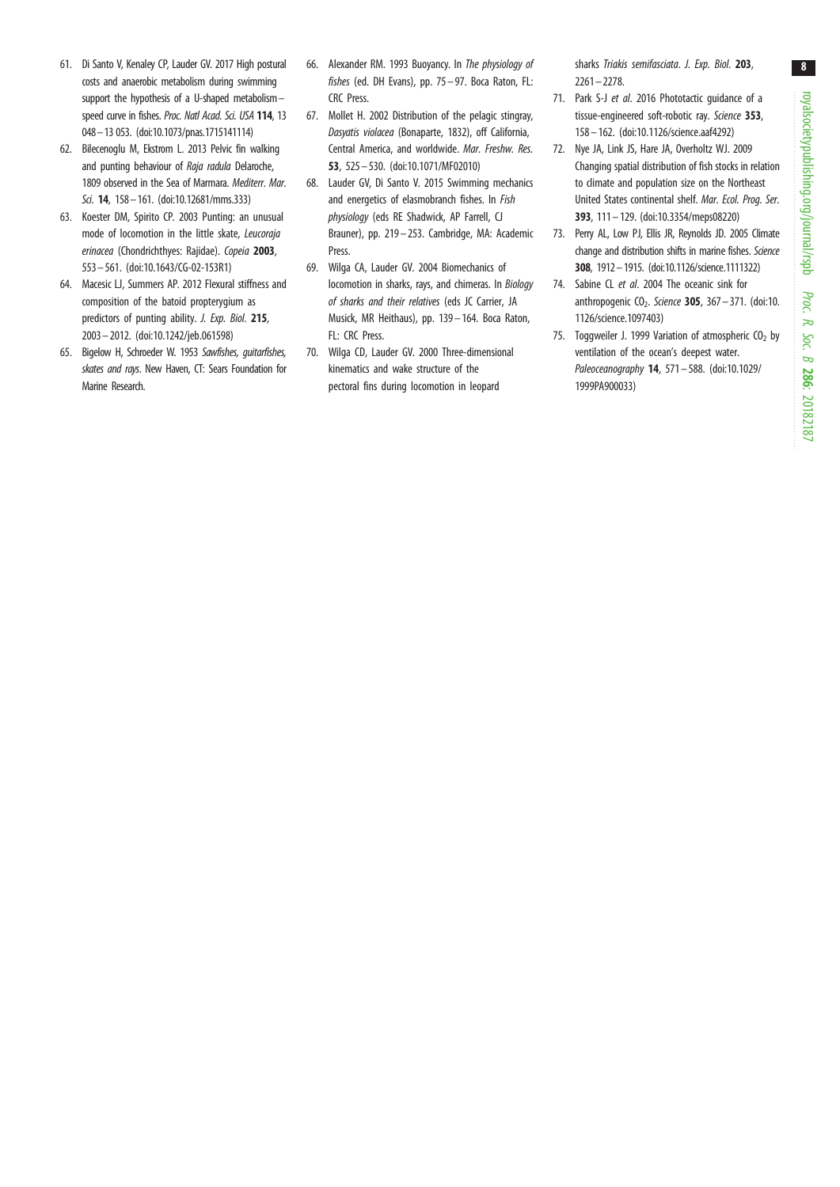61. Di Santo V, Kenaley CP, Lauder GV. 2017 High postural costs and anaerobic metabolism during swimming support the hypothesis of a U-shaped metabolism–speed curve in fishes. *Proc. Natl Acad. Sci. USA* **114**, 13 048 – 13 053. (doi:10.1073/pnas.1715141114)
62. Bilecenoglu M, Ekstrom L. 2013 Pelvic fin walking and punting behaviour of *Raja radula* Delaroche, 1809 observed in the Sea of Marmara. *Mediterr. Mar. Sci.* **14**, 158 – 161. (doi:10.12681/mms.333)
63. Koester DM, Spirito CP. 2003 Punting: an unusual mode of locomotion in the little skate, *Leucoraja erinacea* (Chondrichthyes: Rajidae). *Copeia* **2003**, 553 – 561. (doi:10.1643/CG-02-153R1)
64. Macesic LJ, Summers AP. 2012 Flexural stiffness and composition of the batoid propterygium as predictors of punting ability. *J. Exp. Biol.* **215**, 2003 – 2012. (doi:10.1242/jeb.061598)
65. Bigelow H, Schroeder W. 1953 *Sawfishes, guitarfishes, skates and rays*. New Haven, CT: Sears Foundation for Marine Research.
66. Alexander RM. 1993 Buoyancy. In *The physiology of fishes* (ed. DH Evans), pp. 75 – 97. Boca Raton, FL: CRC Press.
67. Mollet H. 2002 Distribution of the pelagic stingray, *Dasyatis violacea* (Bonaparte, 1832), off California, Central America, and worldwide. *Mar. Freshw. Res.* **53**, 525 – 530. (doi:10.1071/MF02010)
68. Lauder GV, Di Santo V. 2015 Swimming mechanics and energetics of elasmobranch fishes. In *Fish physiology* (eds RE Shadwick, AP Farrell, CJ Brauner), pp. 219 – 253. Cambridge, MA: Academic Press.
69. Wilga CA, Lauder GV. 2004 Biomechanics of locomotion in sharks, rays, and chimeras. In *Biology of sharks and their relatives* (eds JC Carrier, JA Musick, MR Heithaus), pp. 139 – 164. Boca Raton, FL: CRC Press.
70. Wilga CD, Lauder GV. 2000 Three-dimensional kinematics and wake structure of the pectoral fins during locomotion in leopard sharks *Triakis semifasciata*. *J. Exp. Biol.* **203**, 2261 – 2278.
71. Park S-J *et al*. 2016 Phototactic guidance of a tissue-engineered soft-robotic ray. *Science* **353**, 158 – 162. (doi:10.1126/science.aaf4292)
72. Nye JA, Link JS, Hare JA, Overholtz WJ. 2009 Changing spatial distribution of fish stocks in relation to climate and population size on the Northeast United States continental shelf. *Mar. Ecol. Prog. Ser.* **393**, 111 – 129. (doi:10.3354/meps08220)
73. Perry AL, Low PJ, Ellis JR, Reynolds JD. 2005 Climate change and distribution shifts in marine fishes. *Science* **308**, 1912 – 1915. (doi:10.1126/science.1111322)
74. Sabine CL *et al*. 2004 The oceanic sink for anthropogenic $CO_2$. *Science* **305**, 367 – 371. (doi:10.1126/science.1097403)
75. Toggweiler J. 1999 Variation of atmospheric $CO_2$ by ventilation of the ocean's deepest water. *Paleoceanography* **14**, 571 – 588. (doi:10.1029/1999PA900033)